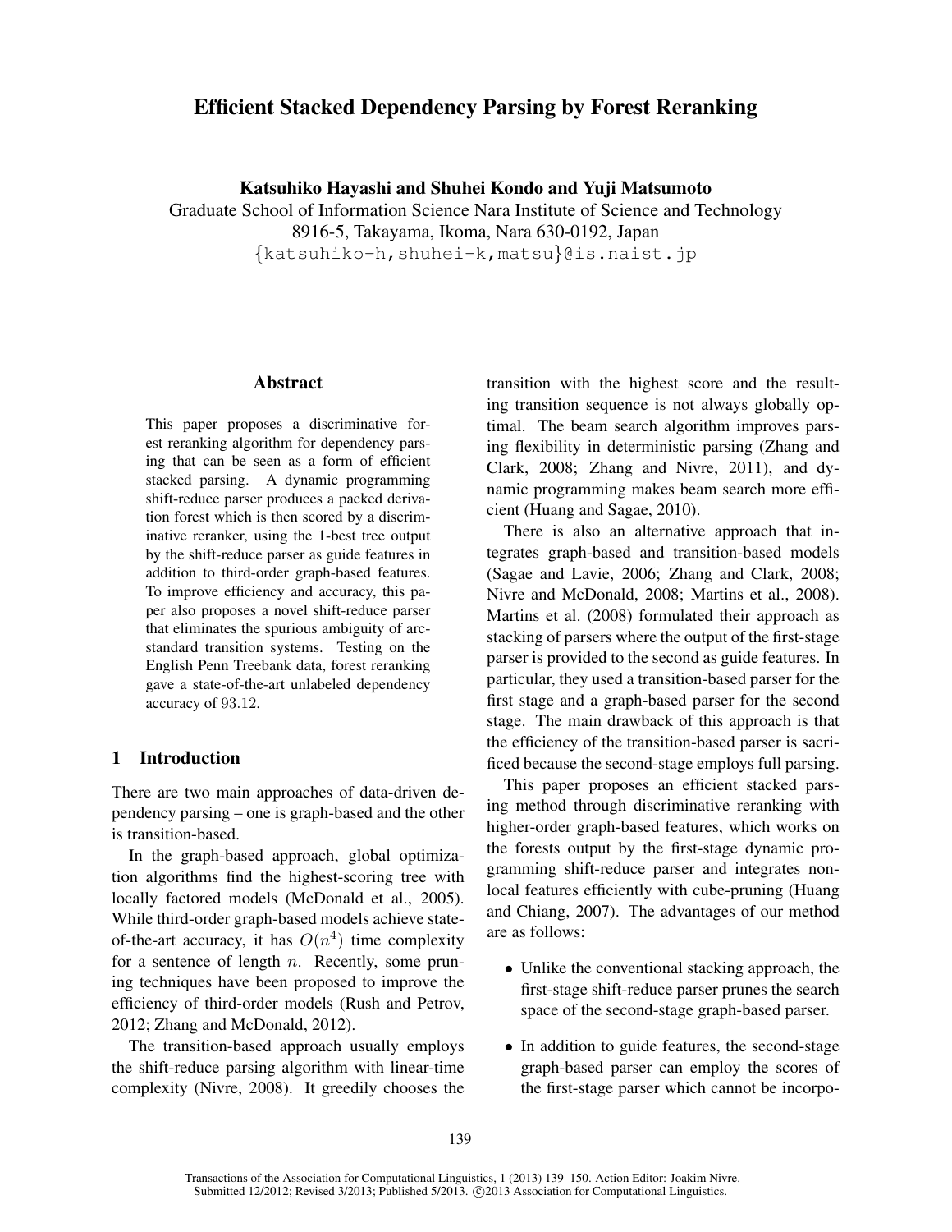# Efficient Stacked Dependency Parsing by Forest Reranking

**Katsuhiko Hayashi and Shuhei Kondo and Yuji Matsumoto**
Graduate School of Information Science Nara Institute of Science and Technology
8916-5, Takayama, Ikoma, Nara 630-0192, Japan
{katsuhiko-h,shuhei-k,matsu}@is.naist.jp

## Abstract

This paper proposes a discriminative forest reranking algorithm for dependency parsing that can be seen as a form of efficient stacked parsing. A dynamic programming shift-reduce parser produces a packed derivation forest which is then scored by a discriminative reranker, using the 1-best tree output by the shift-reduce parser as guide features in addition to third-order graph-based features. To improve efficiency and accuracy, this paper also proposes a novel shift-reduce parser that eliminates the spurious ambiguity of arc-standard transition systems. Testing on the English Penn Treebank data, forest reranking gave a state-of-the-art unlabeled dependency accuracy of 93.12.

## 1 Introduction

There are two main approaches of data-driven dependency parsing – one is graph-based and the other is transition-based.

In the graph-based approach, global optimization algorithms find the highest-scoring tree with locally factored models (McDonald et al., 2005). While third-order graph-based models achieve state-of-the-art accuracy, it has $O(n^4)$ time complexity for a sentence of length $n$. Recently, some pruning techniques have been proposed to improve the efficiency of third-order models (Rush and Petrov, 2012; Zhang and McDonald, 2012).

The transition-based approach usually employs the shift-reduce parsing algorithm with linear-time complexity (Nivre, 2008). It greedily chooses the transition with the highest score and the resulting transition sequence is not always globally optimal. The beam search algorithm improves parsing flexibility in deterministic parsing (Zhang and Clark, 2008; Zhang and Nivre, 2011), and dynamic programming makes beam search more efficient (Huang and Sagae, 2010).

There is also an alternative approach that integrates graph-based and transition-based models (Sagae and Lavie, 2006; Zhang and Clark, 2008; Nivre and McDonald, 2008; Martins et al., 2008). Martins et al. (2008) formulated their approach as stacking of parsers where the output of the first-stage parser is provided to the second as guide features. In particular, they used a transition-based parser for the first stage and a graph-based parser for the second stage. The main drawback of this approach is that the efficiency of the transition-based parser is sacrificed because the second-stage employs full parsing.

This paper proposes an efficient stacked parsing method through discriminative reranking with higher-order graph-based features, which works on the forests output by the first-stage dynamic programming shift-reduce parser and integrates non-local features efficiently with cube-pruning (Huang and Chiang, 2007). The advantages of our method are as follows:

- Unlike the conventional stacking approach, the first-stage shift-reduce parser prunes the search space of the second-stage graph-based parser.
- In addition to guide features, the second-stage graph-based parser can employ the scores of the first-stage parser which cannot be incorpo-

Transactions of the Association for Computational Linguistics, 1 (2013) 139–150. Action Editor: Joakim Nivre.
Submitted 12/2012; Revised 3/2013; Published 5/2013. ©2013 Association for Computational Linguistics.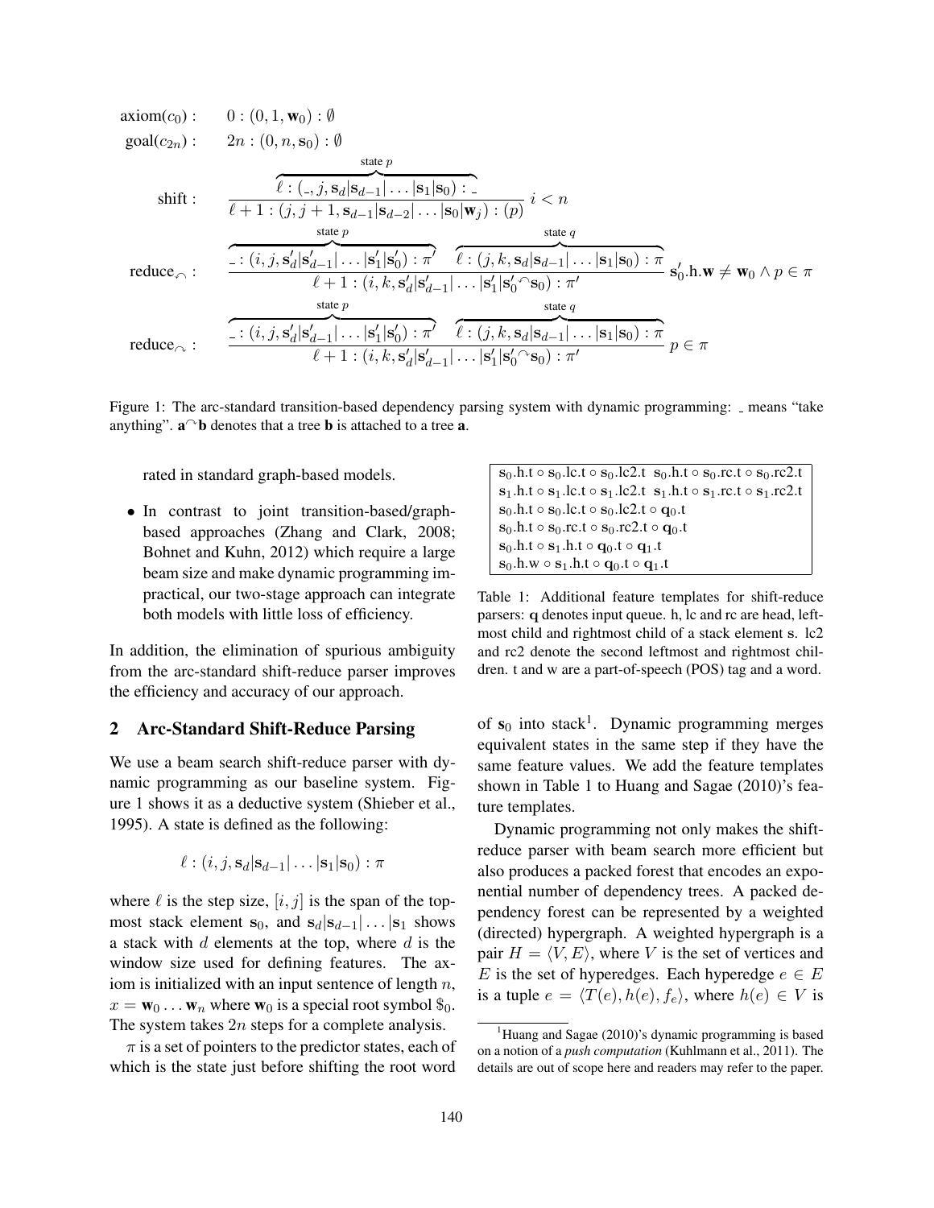$$\text{axiom}(c_0): \quad 0 : (0, 1, \mathbf{w}_0) : \emptyset$$

$$\text{goal}(c_{2n}): \quad 2n : (0, n, \mathbf{s}_0) : \emptyset$$

$$\text{shift}: \quad \frac{\overbrace{\ell : (\_, j, \mathbf{s}_d|\mathbf{s}_{d-1}| \ldots |\mathbf{s}_1|\mathbf{s}_0) : \_}^{\text{state } p}}{\ell + 1 : (j, j+1, \mathbf{s}_{d-1}|\mathbf{s}_{d-2}| \ldots |\mathbf{s}_0|\mathbf{w}_j) : (p)} \; i < n$$

$$\text{reduce}_{\curvearrowleft}: \quad \frac{\overbrace{\_ : (i, j, \mathbf{s}'_d|\mathbf{s}'_{d-1}| \ldots |\mathbf{s}'_1|\mathbf{s}'_0) : \pi'}^{\text{state } p} \quad \overbrace{\ell : (j, k, \mathbf{s}_d|\mathbf{s}_{d-1}| \ldots |\mathbf{s}_1|\mathbf{s}_0) : \pi}^{\text{state } q}}{\ell + 1 : (i, k, \mathbf{s}'_d|\mathbf{s}'_{d-1}| \ldots |\mathbf{s}'_1|\mathbf{s}'_0 {}^\frown \mathbf{s}_0) : \pi'} \; \mathbf{s}'_0.\text{h}.\mathbf{w} \neq \mathbf{w}_0 \wedge p \in \pi$$

$$\text{reduce}_{\curvearrowright}: \quad \frac{\overbrace{\_ : (i, j, \mathbf{s}'_d|\mathbf{s}'_{d-1}| \ldots |\mathbf{s}'_1|\mathbf{s}'_0) : \pi'}^{\text{state } p} \quad \overbrace{\ell : (j, k, \mathbf{s}_d|\mathbf{s}_{d-1}| \ldots |\mathbf{s}_1|\mathbf{s}_0) : \pi}^{\text{state } q}}{\ell + 1 : (i, k, \mathbf{s}'_d|\mathbf{s}'_{d-1}| \ldots |\mathbf{s}'_1|\mathbf{s}'_0 {}^\frown \mathbf{s}_0) : \pi'} \; p \in \pi$$

Figure 1: The arc-standard transition-based dependency parsing system with dynamic programming: _ means "take anything". $\mathbf{a}^\frown\mathbf{b}$ denotes that a tree $\mathbf{b}$ is attached to a tree $\mathbf{a}$.

rated in standard graph-based models.

- In contrast to joint transition-based/graph-based approaches (Zhang and Clark, 2008; Bohnet and Kuhn, 2012) which require a large beam size and make dynamic programming impractical, our two-stage approach can integrate both models with little loss of efficiency.

In addition, the elimination of spurious ambiguity from the arc-standard shift-reduce parser improves the efficiency and accuracy of our approach.

## 2 Arc-Standard Shift-Reduce Parsing

We use a beam search shift-reduce parser with dynamic programming as our baseline system. Figure 1 shows it as a deductive system (Shieber et al., 1995). A state is defined as the following:

$$\ell : (i, j, \mathbf{s}_d|\mathbf{s}_{d-1}| \ldots |\mathbf{s}_1|\mathbf{s}_0) : \pi$$

where $\ell$ is the step size, $[i, j]$ is the span of the topmost stack element $\mathbf{s}_0$, and $\mathbf{s}_d|\mathbf{s}_{d-1}| \ldots |\mathbf{s}_1$ shows a stack with $d$ elements at the top, where $d$ is the window size used for defining features. The axiom is initialized with an input sentence of length $n$, $x = \mathbf{w}_0 \ldots \mathbf{w}_n$ where $\mathbf{w}_0$ is a special root symbol $\$_0$. The system takes $2n$ steps for a complete analysis.

$\pi$ is a set of pointers to the predictor states, each of which is the state just before shifting the root word of $\mathbf{s}_0$ into stack[1]. Dynamic programming merges equivalent states in the same step if they have the same feature values. We add the feature templates shown in Table 1 to Huang and Sagae (2010)'s feature templates.

| |
|---|
| $\mathbf{s}_0$.h.t ∘ $\mathbf{s}_0$.lc.t ∘ $\mathbf{s}_0$.lc2.t  $\mathbf{s}_0$.h.t ∘ $\mathbf{s}_0$.rc.t ∘ $\mathbf{s}_0$.rc2.t |
| $\mathbf{s}_1$.h.t ∘ $\mathbf{s}_1$.lc.t ∘ $\mathbf{s}_1$.lc2.t  $\mathbf{s}_1$.h.t ∘ $\mathbf{s}_1$.rc.t ∘ $\mathbf{s}_1$.rc2.t |
| $\mathbf{s}_0$.h.t ∘ $\mathbf{s}_0$.lc.t ∘ $\mathbf{s}_0$.lc2.t ∘ $\mathbf{q}_0$.t |
| $\mathbf{s}_0$.h.t ∘ $\mathbf{s}_0$.rc.t ∘ $\mathbf{s}_0$.rc2.t ∘ $\mathbf{q}_0$.t |
| $\mathbf{s}_0$.h.t ∘ $\mathbf{s}_1$.h.t ∘ $\mathbf{q}_0$.t ∘ $\mathbf{q}_1$.t |
| $\mathbf{s}_0$.h.w ∘ $\mathbf{s}_1$.h.t ∘ $\mathbf{q}_0$.t ∘ $\mathbf{q}_1$.t |

Table 1: Additional feature templates for shift-reduce parsers: **q** denotes input queue. h, lc and rc are head, leftmost child and rightmost child of a stack element **s**. lc2 and rc2 denote the second leftmost and rightmost children. t and w are a part-of-speech (POS) tag and a word.

Dynamic programming not only makes the shift-reduce parser with beam search more efficient but also produces a packed forest that encodes an exponential number of dependency trees. A packed dependency forest can be represented by a weighted (directed) hypergraph. A weighted hypergraph is a pair $H = \langle V, E \rangle$, where $V$ is the set of vertices and $E$ is the set of hyperedges. Each hyperedge $e \in E$ is a tuple $e = \langle T(e), h(e), f_e \rangle$, where $h(e) \in V$ is

[1] Huang and Sagae (2010)'s dynamic programming is based on a notion of a *push computation* (Kuhlmann et al., 2011). The details are out of scope here and readers may refer to the paper.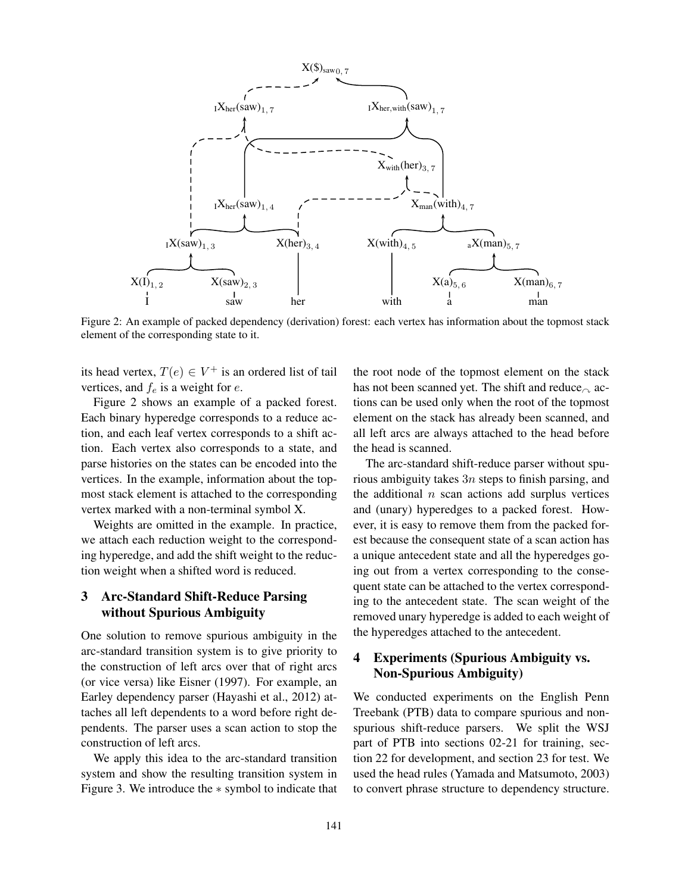Figure 2: An example of packed dependency (derivation) forest: each vertex has information about the topmost stack element of the corresponding state to it.

its head vertex, $T(e) \in V^+$ is an ordered list of tail vertices, and $f_e$ is a weight for $e$.

Figure 2 shows an example of a packed forest. Each binary hyperedge corresponds to a reduce action, and each leaf vertex corresponds to a shift action. Each vertex also corresponds to a state, and parse histories on the states can be encoded into the vertices. In the example, information about the topmost stack element is attached to the corresponding vertex marked with a non-terminal symbol X.

Weights are omitted in the example. In practice, we attach each reduction weight to the corresponding hyperedge, and add the shift weight to the reduction weight when a shifted word is reduced.

## 3 Arc-Standard Shift-Reduce Parsing without Spurious Ambiguity

One solution to remove spurious ambiguity in the arc-standard transition system is to give priority to the construction of left arcs over that of right arcs (or vice versa) like Eisner (1997). For example, an Earley dependency parser (Hayashi et al., 2012) attaches all left dependents to a word before right dependents. The parser uses a scan action to stop the construction of left arcs.

We apply this idea to the arc-standard transition system and show the resulting transition system in Figure 3. We introduce the $*$ symbol to indicate that the root node of the topmost element on the stack has not been scanned yet. The shift and reduce$_\curvearrowleft$ actions can be used only when the root of the topmost element on the stack has already been scanned, and all left arcs are always attached to the head before the head is scanned.

The arc-standard shift-reduce parser without spurious ambiguity takes $3n$ steps to finish parsing, and the additional $n$ scan actions add surplus vertices and (unary) hyperedges to a packed forest. However, it is easy to remove them from the packed forest because the consequent state of a scan action has a unique antecedent state and all the hyperedges going out from a vertex corresponding to the consequent state can be attached to the vertex corresponding to the antecedent state. The scan weight of the removed unary hyperedge is added to each weight of the hyperedges attached to the antecedent.

## 4 Experiments (Spurious Ambiguity vs. Non-Spurious Ambiguity)

We conducted experiments on the English Penn Treebank (PTB) data to compare spurious and non-spurious shift-reduce parsers. We split the WSJ part of PTB into sections 02-21 for training, section 22 for development, and section 23 for test. We used the head rules (Yamada and Matsumoto, 2003) to convert phrase structure to dependency structure.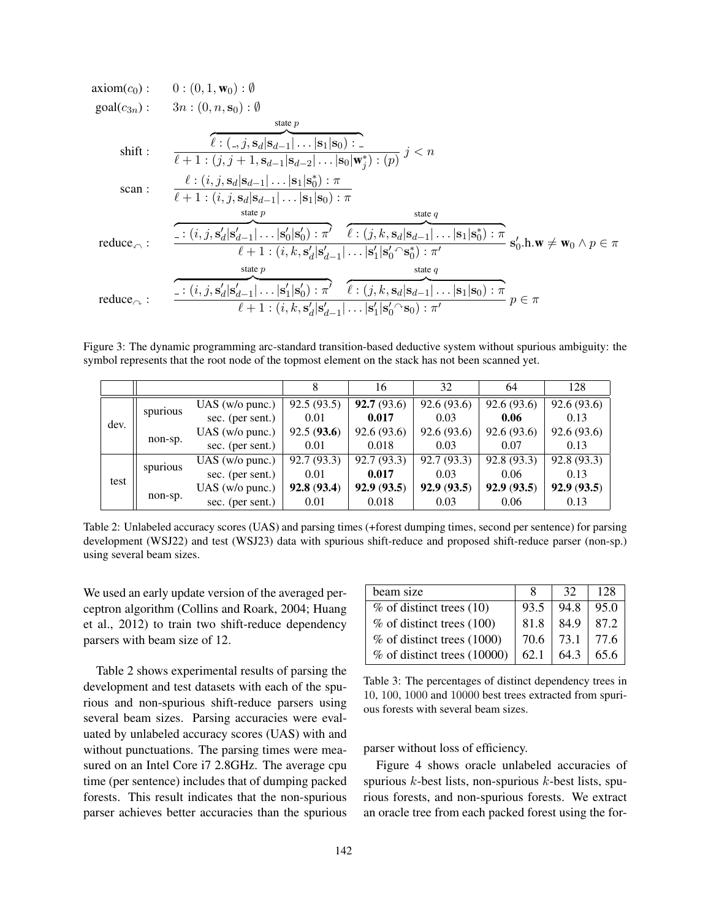$$
\begin{array}{ll}
\text{axiom}(c_0): & 0 : (0, 1, \mathbf{w}_0) : \emptyset \\
\text{goal}(c_{3n}): & 3n : (0, n, \mathbf{s}_0) : \emptyset \\
\text{shift}: & \dfrac{\overbrace{\ell : (\_, j, \mathbf{s}_d|\mathbf{s}_{d-1}|\ldots|\mathbf{s}_1|\mathbf{s}_0) : \_}^{\text{state } p}}{\ell+1 : (j, j+1, \mathbf{s}_{d-1}|\mathbf{s}_{d-2}|\ldots|\mathbf{s}_0|\mathbf{w}_j^*) : (p)} \; j < n \\
\text{scan}: & \dfrac{\ell : (i, j, \mathbf{s}_d|\mathbf{s}_{d-1}|\ldots|\mathbf{s}_1|\mathbf{s}_0^*) : \pi}{\ell+1 : (i, j, \mathbf{s}_d|\mathbf{s}_{d-1}|\ldots|\mathbf{s}_1|\mathbf{s}_0) : \pi} \\
\text{reduce}_{\curvearrowleft}: & \dfrac{\overbrace{\_ : (i, j, \mathbf{s}'_d|\mathbf{s}'_{d-1}|\ldots|\mathbf{s}'_0|\mathbf{s}'_0) : \pi'}^{\text{state } p} \quad \overbrace{\ell : (j, k, \mathbf{s}_d|\mathbf{s}_{d-1}|\ldots|\mathbf{s}_1|\mathbf{s}_0^*) : \pi}^{\text{state } q}}{\ell+1 : (i, k, \mathbf{s}'_d|\mathbf{s}'_{d-1}|\ldots|\mathbf{s}'_1|\mathbf{s}'_0{}^\curvearrowleft\mathbf{s}_0^*) : \pi'} \; \mathbf{s}'_0.\text{h}.\mathbf{w} \neq \mathbf{w}_0 \land p \in \pi \\
\text{reduce}_{\curvearrowright}: & \dfrac{\overbrace{\_ : (i, j, \mathbf{s}'_d|\mathbf{s}'_{d-1}|\ldots|\mathbf{s}'_1|\mathbf{s}'_0) : \pi'}^{\text{state } p} \quad \overbrace{\ell : (j, k, \mathbf{s}_d|\mathbf{s}_{d-1}|\ldots|\mathbf{s}_1|\mathbf{s}_0) : \pi}^{\text{state } q}}{\ell+1 : (i, k, \mathbf{s}'_d|\mathbf{s}'_{d-1}|\ldots|\mathbf{s}'_1|\mathbf{s}'_0{}^\curvearrowright\mathbf{s}_0) : \pi'} \; p \in \pi
\end{array}
$$

Figure 3: The dynamic programming arc-standard transition-based deductive system without spurious ambiguity: the symbol represents that the root node of the topmost element on the stack has not been scanned yet.

| | | | 8 | 16 | 32 | 64 | 128 |
|---|---|---|---|---|---|---|---|
| dev. | spurious | UAS (w/o punc.) | 92.5 (93.5) | **92.7** (93.6) | 92.6 (93.6) | 92.6 (93.6) | 92.6 (93.6) |
| | | sec. (per sent.) | 0.01 | **0.017** | 0.03 | **0.06** | 0.13 |
| | non-sp. | UAS (w/o punc.) | 92.5 (**93.6**) | 92.6 (93.6) | 92.6 (93.6) | 92.6 (93.6) | 92.6 (93.6) |
| | | sec. (per sent.) | 0.01 | 0.018 | 0.03 | 0.07 | 0.13 |
| test | spurious | UAS (w/o punc.) | 92.7 (93.3) | 92.7 (93.3) | 92.7 (93.3) | 92.8 (93.3) | 92.8 (93.3) |
| | | sec. (per sent.) | 0.01 | **0.017** | 0.03 | 0.06 | 0.13 |
| | non-sp. | UAS (w/o punc.) | **92.8** (**93.4**) | **92.9** (**93.5**) | **92.9** (**93.5**) | **92.9** (**93.5**) | **92.9** (**93.5**) |
| | | sec. (per sent.) | 0.01 | 0.018 | 0.03 | 0.06 | 0.13 |

Table 2: Unlabeled accuracy scores (UAS) and parsing times (+forest dumping times, second per sentence) for parsing development (WSJ22) and test (WSJ23) data with spurious shift-reduce and proposed shift-reduce parser (non-sp.) using several beam sizes.

We used an early update version of the averaged perceptron algorithm (Collins and Roark, 2004; Huang et al., 2012) to train two shift-reduce dependency parsers with beam size of 12.

Table 2 shows experimental results of parsing the development and test datasets with each of the spurious and non-spurious shift-reduce parsers using several beam sizes. Parsing accuracies were evaluated by unlabeled accuracy scores (UAS) with and without punctuations. The parsing times were measured on an Intel Core i7 2.8GHz. The average cpu time (per sentence) includes that of dumping packed forests. This result indicates that the non-spurious parser achieves better accuracies than the spurious parser without loss of efficiency.

| beam size | 8 | 32 | 128 |
|---|---|---|---|
| % of distinct trees (10) | 93.5 | 94.8 | 95.0 |
| % of distinct trees (100) | 81.8 | 84.9 | 87.2 |
| % of distinct trees (1000) | 70.6 | 73.1 | 77.6 |
| % of distinct trees (10000) | 62.1 | 64.3 | 65.6 |

Table 3: The percentages of distinct dependency trees in 10, 100, 1000 and 10000 best trees extracted from spurious forests with several beam sizes.

Figure 4 shows oracle unlabeled accuracies of spurious $k$-best lists, non-spurious $k$-best lists, spurious forests, and non-spurious forests. We extract an oracle tree from each packed forest using the for-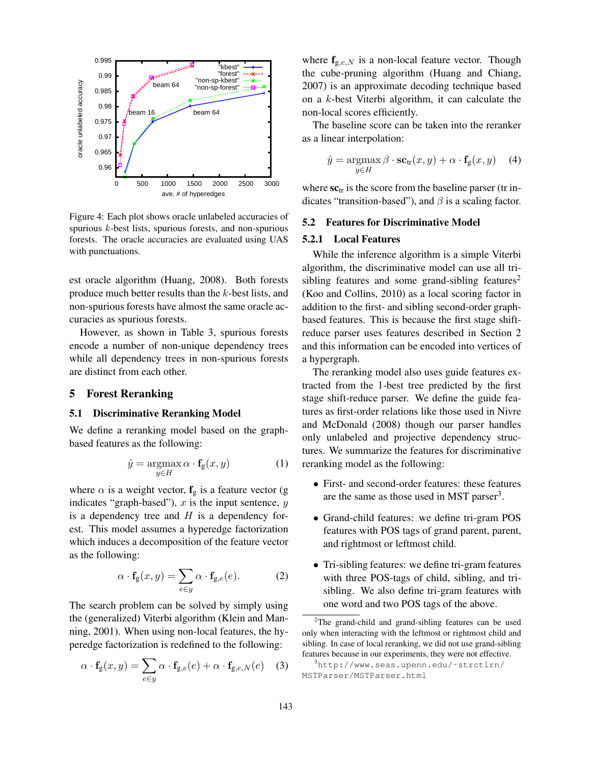Figure 4: Each plot shows oracle unlabeled accuracies of spurious $k$-best lists, spurious forests, and non-spurious forests. The oracle accuracies are evaluated using UAS with punctuations.

est oracle algorithm (Huang, 2008). Both forests produce much better results than the $k$-best lists, and non-spurious forests have almost the same oracle accuracies as spurious forests.

However, as shown in Table 3, spurious forests encode a number of non-unique dependency trees while all dependency trees in non-spurious forests are distinct from each other.

## 5 Forest Reranking

### 5.1 Discriminative Reranking Model

We define a reranking model based on the graph-based features as the following:

$$\hat{y} = \operatorname*{argmax}_{y \in H} \alpha \cdot \mathbf{f}_{\mathrm{g}}(x, y) \qquad (1)$$

where $\alpha$ is a weight vector, $\mathbf{f}_{\mathrm{g}}$ is a feature vector (g indicates "graph-based"), $x$ is the input sentence, $y$ is a dependency tree and $H$ is a dependency forest. This model assumes a hyperedge factorization which induces a decomposition of the feature vector as the following:

$$\alpha \cdot \mathbf{f}_{\mathrm{g}}(x, y) = \sum_{e \in y} \alpha \cdot \mathbf{f}_{\mathrm{g},e}(e). \qquad (2)$$

The search problem can be solved by simply using the (generalized) Viterbi algorithm (Klein and Manning, 2001). When using non-local features, the hyperedge factorization is redefined to the following:

$$\alpha \cdot \mathbf{f}_{\mathrm{g}}(x, y) = \sum_{e \in y} \alpha \cdot \mathbf{f}_{\mathrm{g},e}(e) + \alpha \cdot \mathbf{f}_{\mathrm{g},e,N}(e) \qquad (3)$$

where $\mathbf{f}_{\mathrm{g},e,N}$ is a non-local feature vector. Though the cube-pruning algorithm (Huang and Chiang, 2007) is an approximate decoding technique based on a $k$-best Viterbi algorithm, it can calculate the non-local scores efficiently.

The baseline score can be taken into the reranker as a linear interpolation:

$$\hat{y} = \operatorname*{argmax}_{y \in H} \beta \cdot \mathbf{sc}_{\mathrm{tr}}(x, y) + \alpha \cdot \mathbf{f}_{\mathrm{g}}(x, y) \qquad (4)$$

where $\mathbf{sc}_{\mathrm{tr}}$ is the score from the baseline parser (tr indicates "transition-based"), and $\beta$ is a scaling factor.

### 5.2 Features for Discriminative Model

#### 5.2.1 Local Features

While the inference algorithm is a simple Viterbi algorithm, the discriminative model can use all tri-sibling features and some grand-sibling features[2] (Koo and Collins, 2010) as a local scoring factor in addition to the first- and sibling second-order graph-based features. This is because the first stage shift-reduce parser uses features described in Section 2 and this information can be encoded into vertices of a hypergraph.

The reranking model also uses guide features extracted from the 1-best tree predicted by the first stage shift-reduce parser. We define the guide features as first-order relations like those used in Nivre and McDonald (2008) though our parser handles only unlabeled and projective dependency structures. We summarize the features for discriminative reranking model as the following:

- First- and second-order features: these features are the same as those used in MST parser[3].
- Grand-child features: we define tri-gram POS features with POS tags of grand parent, parent, and rightmost or leftmost child.
- Tri-sibling features: we define tri-gram features with three POS-tags of child, sibling, and tri-sibling. We also define tri-gram features with one word and two POS tags of the above.

[2]The grand-child and grand-sibling features can be used only when interacting with the leftmost or rightmost child and sibling. In case of local reranking, we did not use grand-sibling features because in our experiments, they were not effective.

[3]http://www.seas.upenn.edu/~strctlrn/MSTParser/MSTParser.html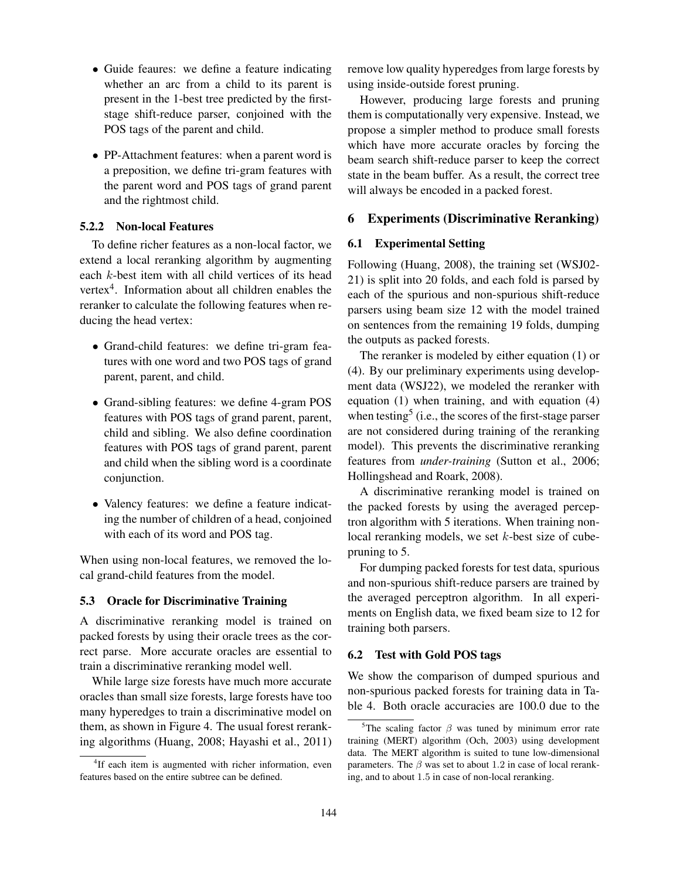- Guide feaures: we define a feature indicating whether an arc from a child to its parent is present in the 1-best tree predicted by the first-stage shift-reduce parser, conjoined with the POS tags of the parent and child.
- PP-Attachment features: when a parent word is a preposition, we define tri-gram features with the parent word and POS tags of grand parent and the rightmost child.

#### 5.2.2 Non-local Features

To define richer features as a non-local factor, we extend a local reranking algorithm by augmenting each $k$-best item with all child vertices of its head vertex[4]. Information about all children enables the reranker to calculate the following features when reducing the head vertex:

- Grand-child features: we define tri-gram features with one word and two POS tags of grand parent, parent, and child.
- Grand-sibling features: we define 4-gram POS features with POS tags of grand parent, parent, child and sibling. We also define coordination features with POS tags of grand parent, parent and child when the sibling word is a coordinate conjunction.
- Valency features: we define a feature indicating the number of children of a head, conjoined with each of its word and POS tag.

When using non-local features, we removed the local grand-child features from the model.

### 5.3 Oracle for Discriminative Training

A discriminative reranking model is trained on packed forests by using their oracle trees as the correct parse. More accurate oracles are essential to train a discriminative reranking model well.

While large size forests have much more accurate oracles than small size forests, large forests have too many hyperedges to train a discriminative model on them, as shown in Figure 4. The usual forest reranking algorithms (Huang, 2008; Hayashi et al., 2011) remove low quality hyperedges from large forests by using inside-outside forest pruning.

However, producing large forests and pruning them is computationally very expensive. Instead, we propose a simpler method to produce small forests which have more accurate oracles by forcing the beam search shift-reduce parser to keep the correct state in the beam buffer. As a result, the correct tree will always be encoded in a packed forest.

## 6 Experiments (Discriminative Reranking)

### 6.1 Experimental Setting

Following (Huang, 2008), the training set (WSJ02-21) is split into 20 folds, and each fold is parsed by each of the spurious and non-spurious shift-reduce parsers using beam size 12 with the model trained on sentences from the remaining 19 folds, dumping the outputs as packed forests.

The reranker is modeled by either equation (1) or (4). By our preliminary experiments using development data (WSJ22), we modeled the reranker with equation (1) when training, and with equation (4) when testing[5] (i.e., the scores of the first-stage parser are not considered during training of the reranking model). This prevents the discriminative reranking features from *under-training* (Sutton et al., 2006; Hollingshead and Roark, 2008).

A discriminative reranking model is trained on the packed forests by using the averaged perceptron algorithm with 5 iterations. When training non-local reranking models, we set $k$-best size of cube-pruning to 5.

For dumping packed forests for test data, spurious and non-spurious shift-reduce parsers are trained by the averaged perceptron algorithm. In all experiments on English data, we fixed beam size to 12 for training both parsers.

### 6.2 Test with Gold POS tags

We show the comparison of dumped spurious and non-spurious packed forests for training data in Table 4. Both oracle accuracies are 100.0 due to the

[4] If each item is augmented with richer information, even features based on the entire subtree can be defined.

[5] The scaling factor $\beta$ was tuned by minimum error rate training (MERT) algorithm (Och, 2003) using development data. The MERT algorithm is suited to tune low-dimensional parameters. The $\beta$ was set to about 1.2 in case of local reranking, and to about 1.5 in case of non-local reranking.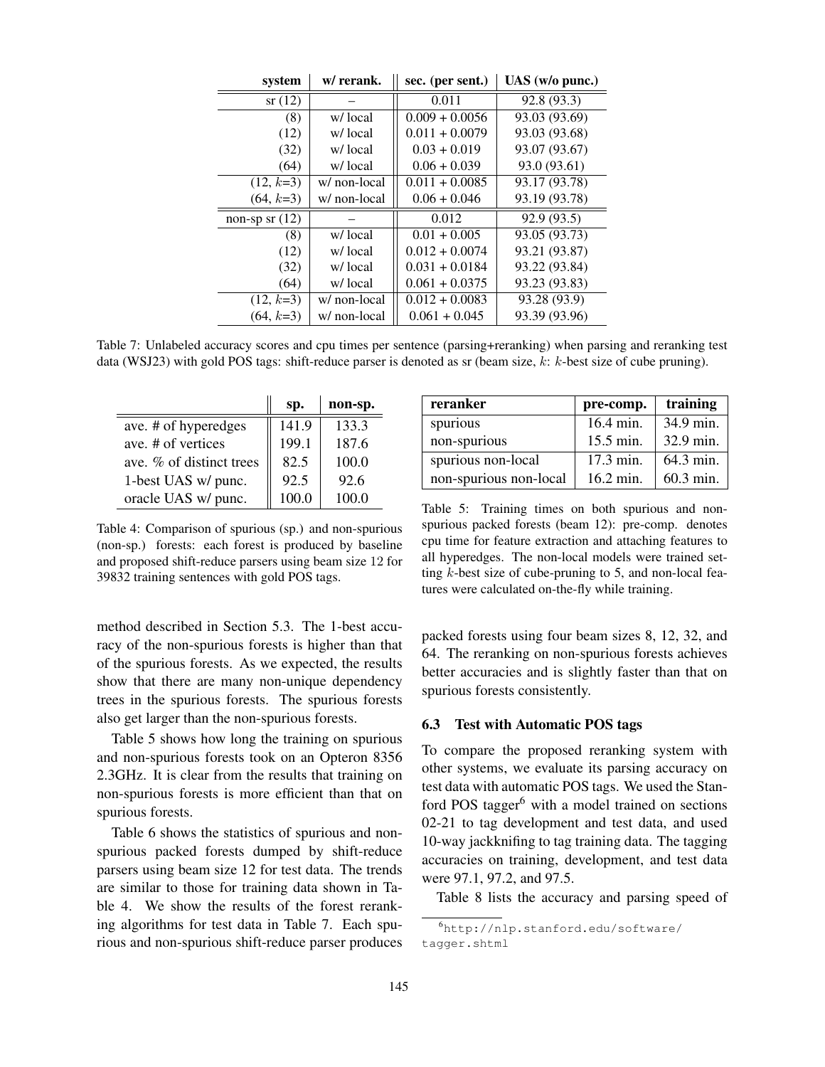| system | w/ rerank. | sec. (per sent.) | UAS (w/o punc.) |
|---|---|---|---|
| sr (12) | – | 0.011 | 92.8 (93.3) |
| (8) | w/ local | 0.009 + 0.0056 | 93.03 (93.69) |
| (12) | w/ local | 0.011 + 0.0079 | 93.03 (93.68) |
| (32) | w/ local | 0.03 + 0.019 | 93.07 (93.67) |
| (64) | w/ local | 0.06 + 0.039 | 93.0 (93.61) |
| (12, $k$=3) | w/ non-local | 0.011 + 0.0085 | 93.17 (93.78) |
| (64, $k$=3) | w/ non-local | 0.06 + 0.046 | 93.19 (93.78) |
| non-sp sr (12) | – | 0.012 | 92.9 (93.5) |
| (8) | w/ local | 0.01 + 0.005 | 93.05 (93.73) |
| (12) | w/ local | 0.012 + 0.0074 | 93.21 (93.87) |
| (32) | w/ local | 0.031 + 0.0184 | 93.22 (93.84) |
| (64) | w/ local | 0.061 + 0.0375 | 93.23 (93.83) |
| (12, $k$=3) | w/ non-local | 0.012 + 0.0083 | 93.28 (93.9) |
| (64, $k$=3) | w/ non-local | 0.061 + 0.045 | 93.39 (93.96) |

Table 7: Unlabeled accuracy scores and cpu times per sentence (parsing+reranking) when parsing and reranking test data (WSJ23) with gold POS tags: shift-reduce parser is denoted as sr (beam size, $k$: $k$-best size of cube pruning).

| | sp. | non-sp. |
|---|---|---|
| ave. # of hyperedges | 141.9 | 133.3 |
| ave. # of vertices | 199.1 | 187.6 |
| ave. % of distinct trees | 82.5 | 100.0 |
| 1-best UAS w/ punc. | 92.5 | 92.6 |
| oracle UAS w/ punc. | 100.0 | 100.0 |

Table 4: Comparison of spurious (sp.) and non-spurious (non-sp.) forests: each forest is produced by baseline and proposed shift-reduce parsers using beam size 12 for 39832 training sentences with gold POS tags.

method described in Section 5.3. The 1-best accuracy of the non-spurious forests is higher than that of the spurious forests. As we expected, the results show that there are many non-unique dependency trees in the spurious forests. The spurious forests also get larger than the non-spurious forests.

Table 5 shows how long the training on spurious and non-spurious forests took on an Opteron 8356 2.3GHz. It is clear from the results that training on non-spurious forests is more efficient than that on spurious forests.

Table 6 shows the statistics of spurious and non-spurious packed forests dumped by shift-reduce parsers using beam size 12 for test data. The trends are similar to those for training data shown in Table 4. We show the results of the forest reranking algorithms for test data in Table 7. Each spurious and non-spurious shift-reduce parser produces packed forests using four beam sizes 8, 12, 32, and 64. The reranking on non-spurious forests achieves better accuracies and is slightly faster than that on spurious forests consistently.

| reranker | pre-comp. | training |
|---|---|---|
| spurious | 16.4 min. | 34.9 min. |
| non-spurious | 15.5 min. | 32.9 min. |
| spurious non-local | 17.3 min. | 64.3 min. |
| non-spurious non-local | 16.2 min. | 60.3 min. |

Table 5: Training times on both spurious and non-spurious packed forests (beam 12): pre-comp. denotes cpu time for feature extraction and attaching features to all hyperedges. The non-local models were trained setting $k$-best size of cube-pruning to 5, and non-local features were calculated on-the-fly while training.

### 6.3 Test with Automatic POS tags

To compare the proposed reranking system with other systems, we evaluate its parsing accuracy on test data with automatic POS tags. We used the Stanford POS tagger[6] with a model trained on sections 02-21 to tag development and test data, and used 10-way jackknifing to tag training data. The tagging accuracies on training, development, and test data were 97.1, 97.2, and 97.5.

Table 8 lists the accuracy and parsing speed of

[6] http://nlp.stanford.edu/software/tagger.shtml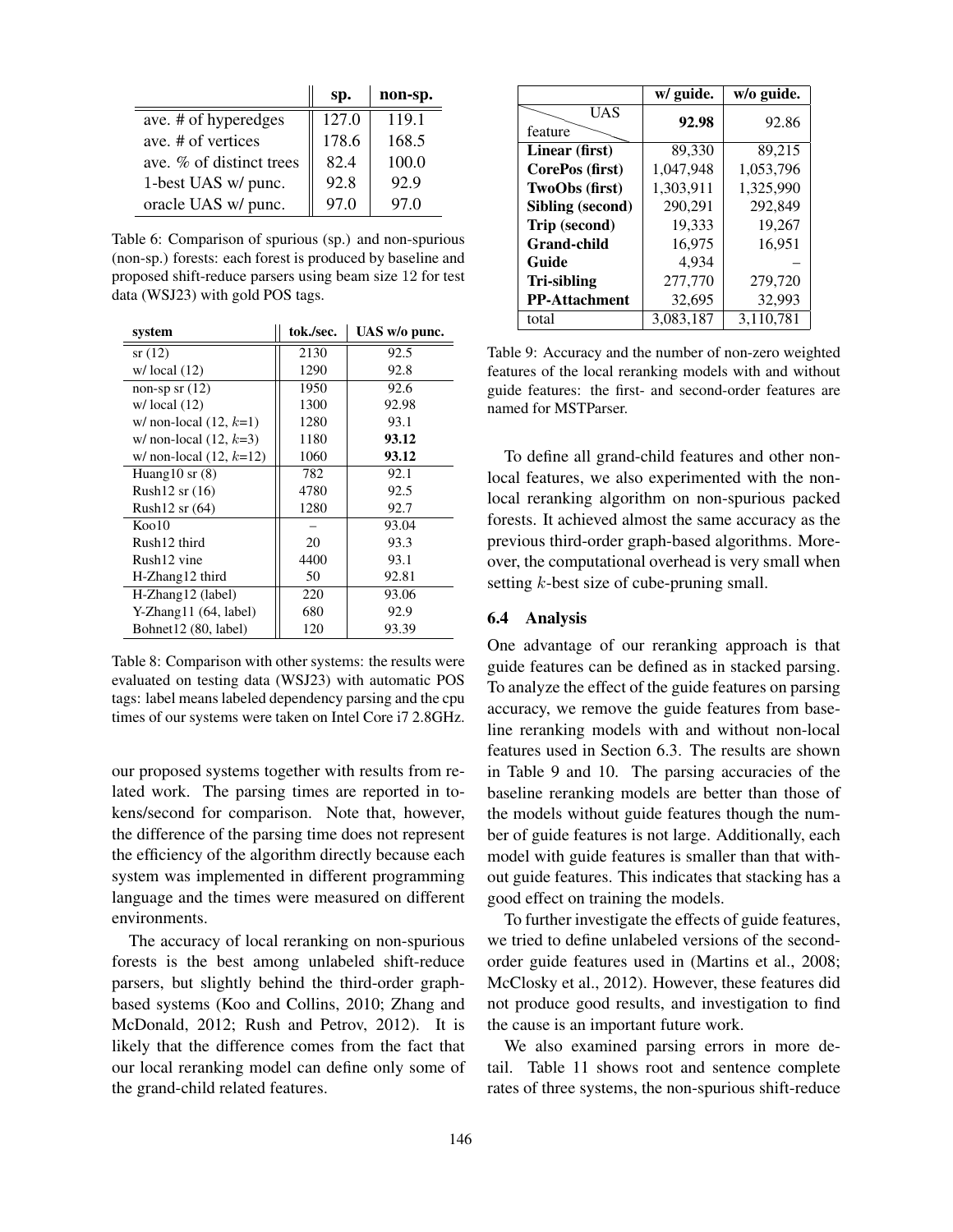| | sp. | non-sp. |
|---|---|---|
| ave. # of hyperedges | 127.0 | 119.1 |
| ave. # of vertices | 178.6 | 168.5 |
| ave. % of distinct trees | 82.4 | 100.0 |
| 1-best UAS w/ punc. | 92.8 | 92.9 |
| oracle UAS w/ punc. | 97.0 | 97.0 |

Table 6: Comparison of spurious (sp.) and non-spurious (non-sp.) forests: each forest is produced by baseline and proposed shift-reduce parsers using beam size 12 for test data (WSJ23) with gold POS tags.

| system | tok./sec. | UAS w/o punc. |
|---|---|---|
| sr (12) | 2130 | 92.5 |
| w/ local (12) | 1290 | 92.8 |
| non-sp sr (12) | 1950 | 92.6 |
| w/ local (12) | 1300 | 92.98 |
| w/ non-local (12, $k$=1) | 1280 | 93.1 |
| w/ non-local (12, $k$=3) | 1180 | **93.12** |
| w/ non-local (12, $k$=12) | 1060 | **93.12** |
| Huang10 sr (8) | 782 | 92.1 |
| Rush12 sr (16) | 4780 | 92.5 |
| Rush12 sr (64) | 1280 | 92.7 |
| Koo10 | – | 93.04 |
| Rush12 third | 20 | 93.3 |
| Rush12 vine | 4400 | 93.1 |
| H-Zhang12 third | 50 | 92.81 |
| H-Zhang12 (label) | 220 | 93.06 |
| Y-Zhang11 (64, label) | 680 | 92.9 |
| Bohnet12 (80, label) | 120 | 93.39 |

Table 8: Comparison with other systems: the results were evaluated on testing data (WSJ23) with automatic POS tags: label means labeled dependency parsing and the cpu times of our systems were taken on Intel Core i7 2.8GHz.

our proposed systems together with results from related work. The parsing times are reported in tokens/second for comparison. Note that, however, the difference of the parsing time does not represent the efficiency of the algorithm directly because each system was implemented in different programming language and the times were measured on different environments.

The accuracy of local reranking on non-spurious forests is the best among unlabeled shift-reduce parsers, but slightly behind the third-order graph-based systems (Koo and Collins, 2010; Zhang and McDonald, 2012; Rush and Petrov, 2012). It is likely that the difference comes from the fact that our local reranking model can define only some of the grand-child related features.

| UAS / feature | w/ guide. | w/o guide. |
|---|---|---|
| UAS | **92.98** | 92.86 |
| **Linear (first)** | 89,330 | 89,215 |
| **CorePos (first)** | 1,047,948 | 1,053,796 |
| **TwoObs (first)** | 1,303,911 | 1,325,990 |
| **Sibling (second)** | 290,291 | 292,849 |
| **Trip (second)** | 19,333 | 19,267 |
| **Grand-child** | 16,975 | 16,951 |
| **Guide** | 4,934 | – |
| **Tri-sibling** | 277,770 | 279,720 |
| **PP-Attachment** | 32,695 | 32,993 |
| total | 3,083,187 | 3,110,781 |

Table 9: Accuracy and the number of non-zero weighted features of the local reranking models with and without guide features: the first- and second-order features are named for MSTParser.

To define all grand-child features and other non-local features, we also experimented with the non-local reranking algorithm on non-spurious packed forests. It achieved almost the same accuracy as the previous third-order graph-based algorithms. Moreover, the computational overhead is very small when setting $k$-best size of cube-pruning small.

### 6.4 Analysis

One advantage of our reranking approach is that guide features can be defined as in stacked parsing. To analyze the effect of the guide features on parsing accuracy, we remove the guide features from baseline reranking models with and without non-local features used in Section 6.3. The results are shown in Table 9 and 10. The parsing accuracies of the baseline reranking models are better than those of the models without guide features though the number of guide features is not large. Additionally, each model with guide features is smaller than that without guide features. This indicates that stacking has a good effect on training the models.

To further investigate the effects of guide features, we tried to define unlabeled versions of the second-order guide features used in (Martins et al., 2008; McClosky et al., 2012). However, these features did not produce good results, and investigation to find the cause is an important future work.

We also examined parsing errors in more detail. Table 11 shows root and sentence complete rates of three systems, the non-spurious shift-reduce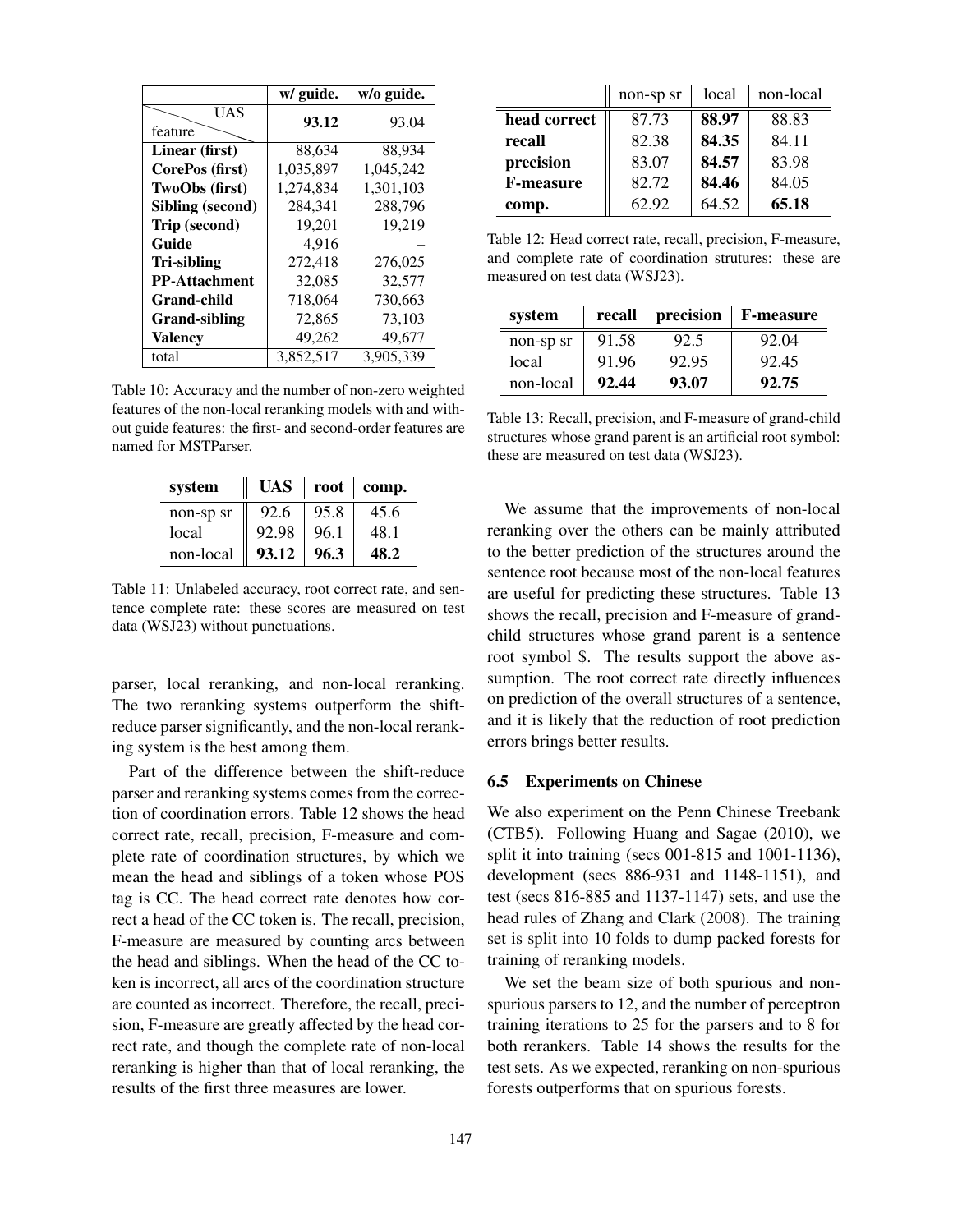| UAS / feature | w/ guide. | w/o guide. |
|---|---|---|
| | **93.12** | 93.04 |
| **Linear (first)** | 88,634 | 88,934 |
| **CorePos (first)** | 1,035,897 | 1,045,242 |
| **TwoObs (first)** | 1,274,834 | 1,301,103 |
| **Sibling (second)** | 284,341 | 288,796 |
| **Trip (second)** | 19,201 | 19,219 |
| **Guide** | 4,916 | – |
| **Tri-sibling** | 272,418 | 276,025 |
| **PP-Attachment** | 32,085 | 32,577 |
| **Grand-child** | 718,064 | 730,663 |
| **Grand-sibling** | 72,865 | 73,103 |
| **Valency** | 49,262 | 49,677 |
| total | 3,852,517 | 3,905,339 |

Table 10: Accuracy and the number of non-zero weighted features of the non-local reranking models with and without guide features: the first- and second-order features are named for MSTParser.

| system | UAS | root | comp. |
|---|---|---|---|
| non-sp sr | 92.6 | 95.8 | 45.6 |
| local | 92.98 | 96.1 | 48.1 |
| non-local | **93.12** | **96.3** | **48.2** |

Table 11: Unlabeled accuracy, root correct rate, and sentence complete rate: these scores are measured on test data (WSJ23) without punctuations.

parser, local reranking, and non-local reranking. The two reranking systems outperform the shift-reduce parser significantly, and the non-local reranking system is the best among them.

Part of the difference between the shift-reduce parser and reranking systems comes from the correction of coordination errors. Table 12 shows the head correct rate, recall, precision, F-measure and complete rate of coordination structures, by which we mean the head and siblings of a token whose POS tag is CC. The head correct rate denotes how correct a head of the CC token is. The recall, precision, F-measure are measured by counting arcs between the head and siblings. When the head of the CC token is incorrect, all arcs of the coordination structure are counted as incorrect. Therefore, the recall, precision, F-measure are greatly affected by the head correct rate, and though the complete rate of non-local reranking is higher than that of local reranking, the results of the first three measures are lower.

| | non-sp sr | local | non-local |
|---|---|---|---|
| **head correct** | 87.73 | **88.97** | 88.83 |
| **recall** | 82.38 | **84.35** | 84.11 |
| **precision** | 83.07 | **84.57** | 83.98 |
| **F-measure** | 82.72 | **84.46** | 84.05 |
| **comp.** | 62.92 | 64.52 | **65.18** |

Table 12: Head correct rate, recall, precision, F-measure, and complete rate of coordination strutures: these are measured on test data (WSJ23).

| system | recall | precision | F-measure |
|---|---|---|---|
| non-sp sr | 91.58 | 92.5 | 92.04 |
| local | 91.96 | 92.95 | 92.45 |
| non-local | **92.44** | **93.07** | **92.75** |

Table 13: Recall, precision, and F-measure of grand-child structures whose grand parent is an artificial root symbol: these are measured on test data (WSJ23).

We assume that the improvements of non-local reranking over the others can be mainly attributed to the better prediction of the structures around the sentence root because most of the non-local features are useful for predicting these structures. Table 13 shows the recall, precision and F-measure of grand-child structures whose grand parent is a sentence root symbol \$. The results support the above assumption. The root correct rate directly influences on prediction of the overall structures of a sentence, and it is likely that the reduction of root prediction errors brings better results.

### 6.5 Experiments on Chinese

We also experiment on the Penn Chinese Treebank (CTB5). Following Huang and Sagae (2010), we split it into training (secs 001-815 and 1001-1136), development (secs 886-931 and 1148-1151), and test (secs 816-885 and 1137-1147) sets, and use the head rules of Zhang and Clark (2008). The training set is split into 10 folds to dump packed forests for training of reranking models.

We set the beam size of both spurious and non-spurious parsers to 12, and the number of perceptron training iterations to 25 for the parsers and to 8 for both rerankers. Table 14 shows the results for the test sets. As we expected, reranking on non-spurious forests outperforms that on spurious forests.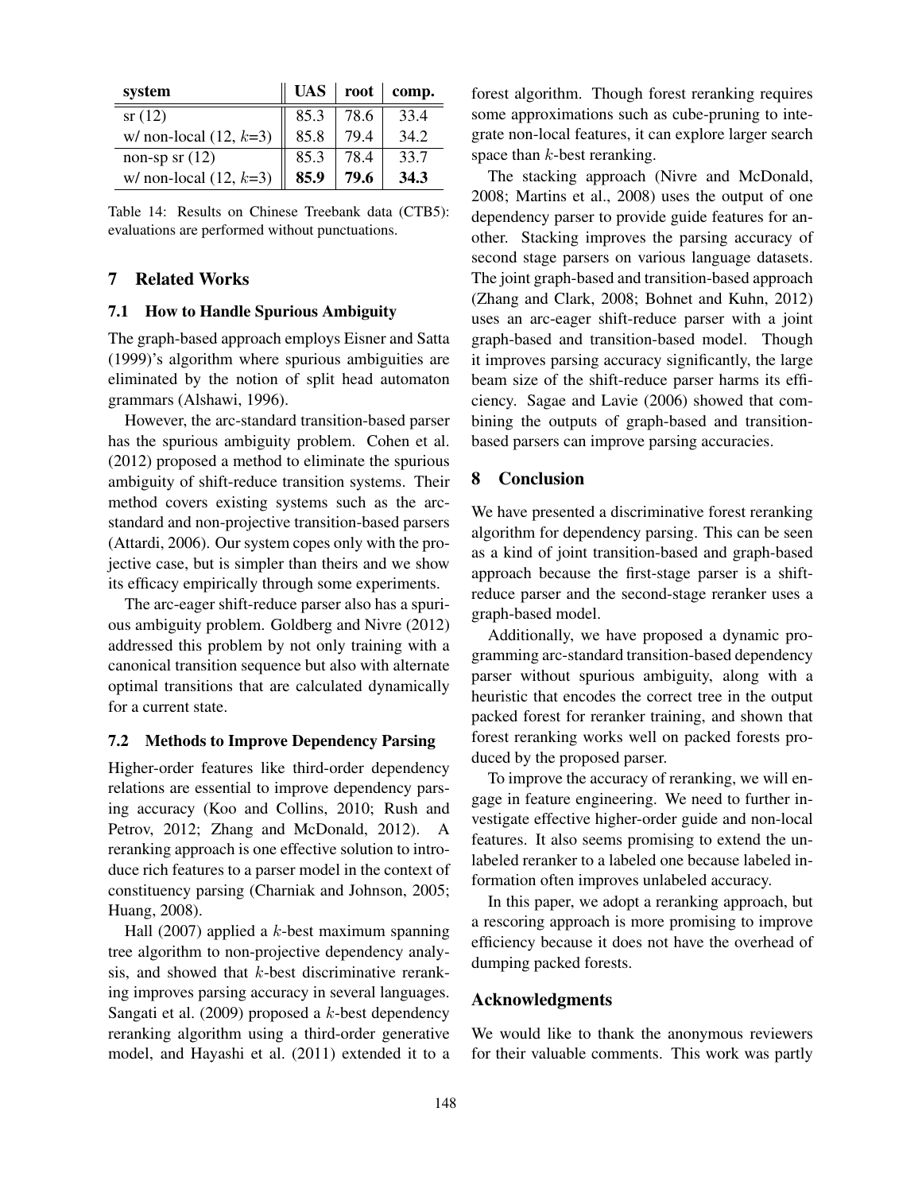| system | UAS | root | comp. |
|---|---|---|---|
| sr (12) | 85.3 | 78.6 | 33.4 |
| w/ non-local (12, $k$=3) | 85.8 | 79.4 | 34.2 |
| non-sp sr (12) | 85.3 | 78.4 | 33.7 |
| w/ non-local (12, $k$=3) | **85.9** | **79.6** | **34.3** |

Table 14: Results on Chinese Treebank data (CTB5): evaluations are performed without punctuations.

## 7 Related Works

### 7.1 How to Handle Spurious Ambiguity

The graph-based approach employs Eisner and Satta (1999)'s algorithm where spurious ambiguities are eliminated by the notion of split head automaton grammars (Alshawi, 1996).

However, the arc-standard transition-based parser has the spurious ambiguity problem. Cohen et al. (2012) proposed a method to eliminate the spurious ambiguity of shift-reduce transition systems. Their method covers existing systems such as the arc-standard and non-projective transition-based parsers (Attardi, 2006). Our system copes only with the projective case, but is simpler than theirs and we show its efficacy empirically through some experiments.

The arc-eager shift-reduce parser also has a spurious ambiguity problem. Goldberg and Nivre (2012) addressed this problem by not only training with a canonical transition sequence but also with alternate optimal transitions that are calculated dynamically for a current state.

### 7.2 Methods to Improve Dependency Parsing

Higher-order features like third-order dependency relations are essential to improve dependency parsing accuracy (Koo and Collins, 2010; Rush and Petrov, 2012; Zhang and McDonald, 2012). A reranking approach is one effective solution to introduce rich features to a parser model in the context of constituency parsing (Charniak and Johnson, 2005; Huang, 2008).

Hall (2007) applied a $k$-best maximum spanning tree algorithm to non-projective dependency analysis, and showed that $k$-best discriminative reranking improves parsing accuracy in several languages. Sangati et al. (2009) proposed a $k$-best dependency reranking algorithm using a third-order generative model, and Hayashi et al. (2011) extended it to a forest algorithm. Though forest reranking requires some approximations such as cube-pruning to integrate non-local features, it can explore larger search space than $k$-best reranking.

The stacking approach (Nivre and McDonald, 2008; Martins et al., 2008) uses the output of one dependency parser to provide guide features for another. Stacking improves the parsing accuracy of second stage parsers on various language datasets. The joint graph-based and transition-based approach (Zhang and Clark, 2008; Bohnet and Kuhn, 2012) uses an arc-eager shift-reduce parser with a joint graph-based and transition-based model. Though it improves parsing accuracy significantly, the large beam size of the shift-reduce parser harms its efficiency. Sagae and Lavie (2006) showed that combining the outputs of graph-based and transition-based parsers can improve parsing accuracies.

## 8 Conclusion

We have presented a discriminative forest reranking algorithm for dependency parsing. This can be seen as a kind of joint transition-based and graph-based approach because the first-stage parser is a shift-reduce parser and the second-stage reranker uses a graph-based model.

Additionally, we have proposed a dynamic programming arc-standard transition-based dependency parser without spurious ambiguity, along with a heuristic that encodes the correct tree in the output packed forest for reranker training, and shown that forest reranking works well on packed forests produced by the proposed parser.

To improve the accuracy of reranking, we will engage in feature engineering. We need to further investigate effective higher-order guide and non-local features. It also seems promising to extend the unlabeled reranker to a labeled one because labeled information often improves unlabeled accuracy.

In this paper, we adopt a reranking approach, but a rescoring approach is more promising to improve efficiency because it does not have the overhead of dumping packed forests.

## Acknowledgments

We would like to thank the anonymous reviewers for their valuable comments. This work was partly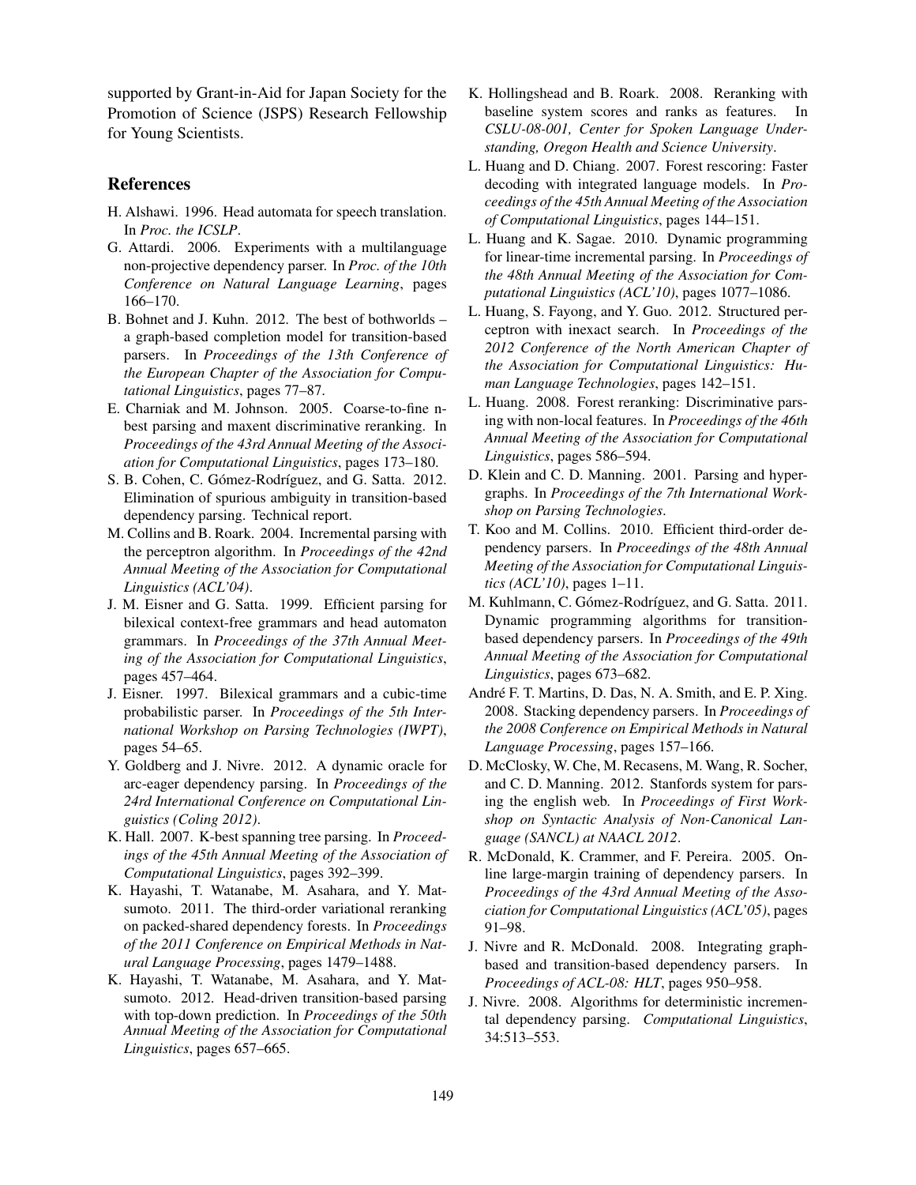supported by Grant-in-Aid for Japan Society for the Promotion of Science (JSPS) Research Fellowship for Young Scientists.

## References

H. Alshawi. 1996. Head automata for speech translation. In *Proc. the ICSLP*.

G. Attardi. 2006. Experiments with a multilanguage non-projective dependency parser. In *Proc. of the 10th Conference on Natural Language Learning*, pages 166–170.

B. Bohnet and J. Kuhn. 2012. The best of bothworlds – a graph-based completion model for transition-based parsers. In *Proceedings of the 13th Conference of the European Chapter of the Association for Computational Linguistics*, pages 77–87.

E. Charniak and M. Johnson. 2005. Coarse-to-fine n-best parsing and maxent discriminative reranking. In *Proceedings of the 43rd Annual Meeting of the Association for Computational Linguistics*, pages 173–180.

S. B. Cohen, C. Gómez-Rodríguez, and G. Satta. 2012. Elimination of spurious ambiguity in transition-based dependency parsing. Technical report.

M. Collins and B. Roark. 2004. Incremental parsing with the perceptron algorithm. In *Proceedings of the 42nd Annual Meeting of the Association for Computational Linguistics (ACL'04)*.

J. M. Eisner and G. Satta. 1999. Efficient parsing for bilexical context-free grammars and head automaton grammars. In *Proceedings of the 37th Annual Meeting of the Association for Computational Linguistics*, pages 457–464.

J. Eisner. 1997. Bilexical grammars and a cubic-time probabilistic parser. In *Proceedings of the 5th International Workshop on Parsing Technologies (IWPT)*, pages 54–65.

Y. Goldberg and J. Nivre. 2012. A dynamic oracle for arc-eager dependency parsing. In *Proceedings of the 24rd International Conference on Computational Linguistics (Coling 2012)*.

K. Hall. 2007. K-best spanning tree parsing. In *Proceedings of the 45th Annual Meeting of the Association of Computational Linguistics*, pages 392–399.

K. Hayashi, T. Watanabe, M. Asahara, and Y. Matsumoto. 2011. The third-order variational reranking on packed-shared dependency forests. In *Proceedings of the 2011 Conference on Empirical Methods in Natural Language Processing*, pages 1479–1488.

K. Hayashi, T. Watanabe, M. Asahara, and Y. Matsumoto. 2012. Head-driven transition-based parsing with top-down prediction. In *Proceedings of the 50th Annual Meeting of the Association for Computational Linguistics*, pages 657–665.

K. Hollingshead and B. Roark. 2008. Reranking with baseline system scores and ranks as features. In *CSLU-08-001, Center for Spoken Language Understanding, Oregon Health and Science University*.

L. Huang and D. Chiang. 2007. Forest rescoring: Faster decoding with integrated language models. In *Proceedings of the 45th Annual Meeting of the Association of Computational Linguistics*, pages 144–151.

L. Huang and K. Sagae. 2010. Dynamic programming for linear-time incremental parsing. In *Proceedings of the 48th Annual Meeting of the Association for Computational Linguistics (ACL'10)*, pages 1077–1086.

L. Huang, S. Fayong, and Y. Guo. 2012. Structured perceptron with inexact search. In *Proceedings of the 2012 Conference of the North American Chapter of the Association for Computational Linguistics: Human Language Technologies*, pages 142–151.

L. Huang. 2008. Forest reranking: Discriminative parsing with non-local features. In *Proceedings of the 46th Annual Meeting of the Association for Computational Linguistics*, pages 586–594.

D. Klein and C. D. Manning. 2001. Parsing and hypergraphs. In *Proceedings of the 7th International Workshop on Parsing Technologies*.

T. Koo and M. Collins. 2010. Efficient third-order dependency parsers. In *Proceedings of the 48th Annual Meeting of the Association for Computational Linguistics (ACL'10)*, pages 1–11.

M. Kuhlmann, C. Gómez-Rodríguez, and G. Satta. 2011. Dynamic programming algorithms for transition-based dependency parsers. In *Proceedings of the 49th Annual Meeting of the Association for Computational Linguistics*, pages 673–682.

André F. T. Martins, D. Das, N. A. Smith, and E. P. Xing. 2008. Stacking dependency parsers. In *Proceedings of the 2008 Conference on Empirical Methods in Natural Language Processing*, pages 157–166.

D. McClosky, W. Che, M. Recasens, M. Wang, R. Socher, and C. D. Manning. 2012. Stanfords system for parsing the english web. In *Proceedings of First Workshop on Syntactic Analysis of Non-Canonical Language (SANCL) at NAACL 2012*.

R. McDonald, K. Crammer, and F. Pereira. 2005. Online large-margin training of dependency parsers. In *Proceedings of the 43rd Annual Meeting of the Association for Computational Linguistics (ACL'05)*, pages 91–98.

J. Nivre and R. McDonald. 2008. Integrating graph-based and transition-based dependency parsers. In *Proceedings of ACL-08: HLT*, pages 950–958.

J. Nivre. 2008. Algorithms for deterministic incremental dependency parsing. *Computational Linguistics*, 34:513–553.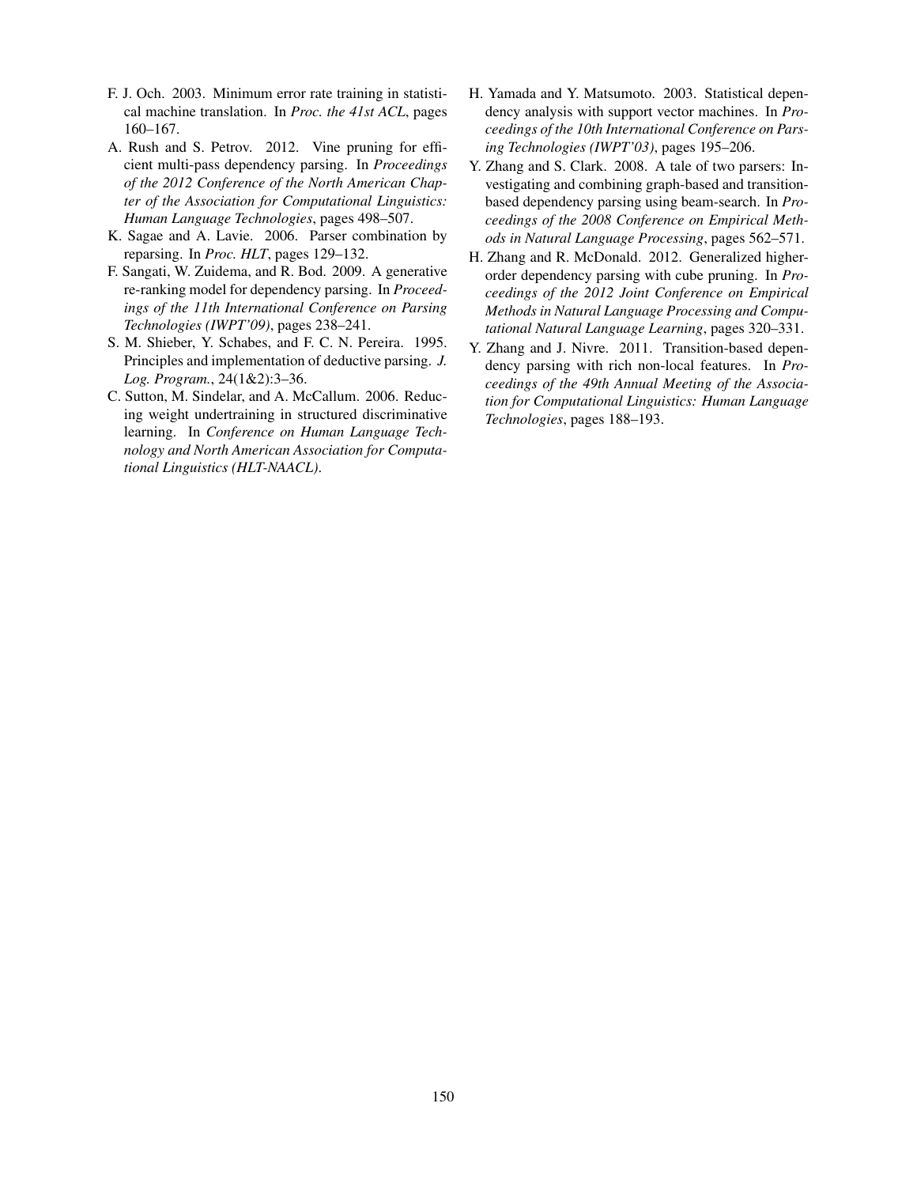F. J. Och. 2003. Minimum error rate training in statistical machine translation. In *Proc. the 41st ACL*, pages 160–167.

A. Rush and S. Petrov. 2012. Vine pruning for efficient multi-pass dependency parsing. In *Proceedings of the 2012 Conference of the North American Chapter of the Association for Computational Linguistics: Human Language Technologies*, pages 498–507.

K. Sagae and A. Lavie. 2006. Parser combination by reparsing. In *Proc. HLT*, pages 129–132.

F. Sangati, W. Zuidema, and R. Bod. 2009. A generative re-ranking model for dependency parsing. In *Proceedings of the 11th International Conference on Parsing Technologies (IWPT'09)*, pages 238–241.

S. M. Shieber, Y. Schabes, and F. C. N. Pereira. 1995. Principles and implementation of deductive parsing. *J. Log. Program.*, 24(1&2):3–36.

C. Sutton, M. Sindelar, and A. McCallum. 2006. Reducing weight undertraining in structured discriminative learning. In *Conference on Human Language Technology and North American Association for Computational Linguistics (HLT-NAACL)*.

H. Yamada and Y. Matsumoto. 2003. Statistical dependency analysis with support vector machines. In *Proceedings of the 10th International Conference on Parsing Technologies (IWPT'03)*, pages 195–206.

Y. Zhang and S. Clark. 2008. A tale of two parsers: Investigating and combining graph-based and transition-based dependency parsing using beam-search. In *Proceedings of the 2008 Conference on Empirical Methods in Natural Language Processing*, pages 562–571.

H. Zhang and R. McDonald. 2012. Generalized higher-order dependency parsing with cube pruning. In *Proceedings of the 2012 Joint Conference on Empirical Methods in Natural Language Processing and Computational Natural Language Learning*, pages 320–331.

Y. Zhang and J. Nivre. 2011. Transition-based dependency parsing with rich non-local features. In *Proceedings of the 49th Annual Meeting of the Association for Computational Linguistics: Human Language Technologies*, pages 188–193.